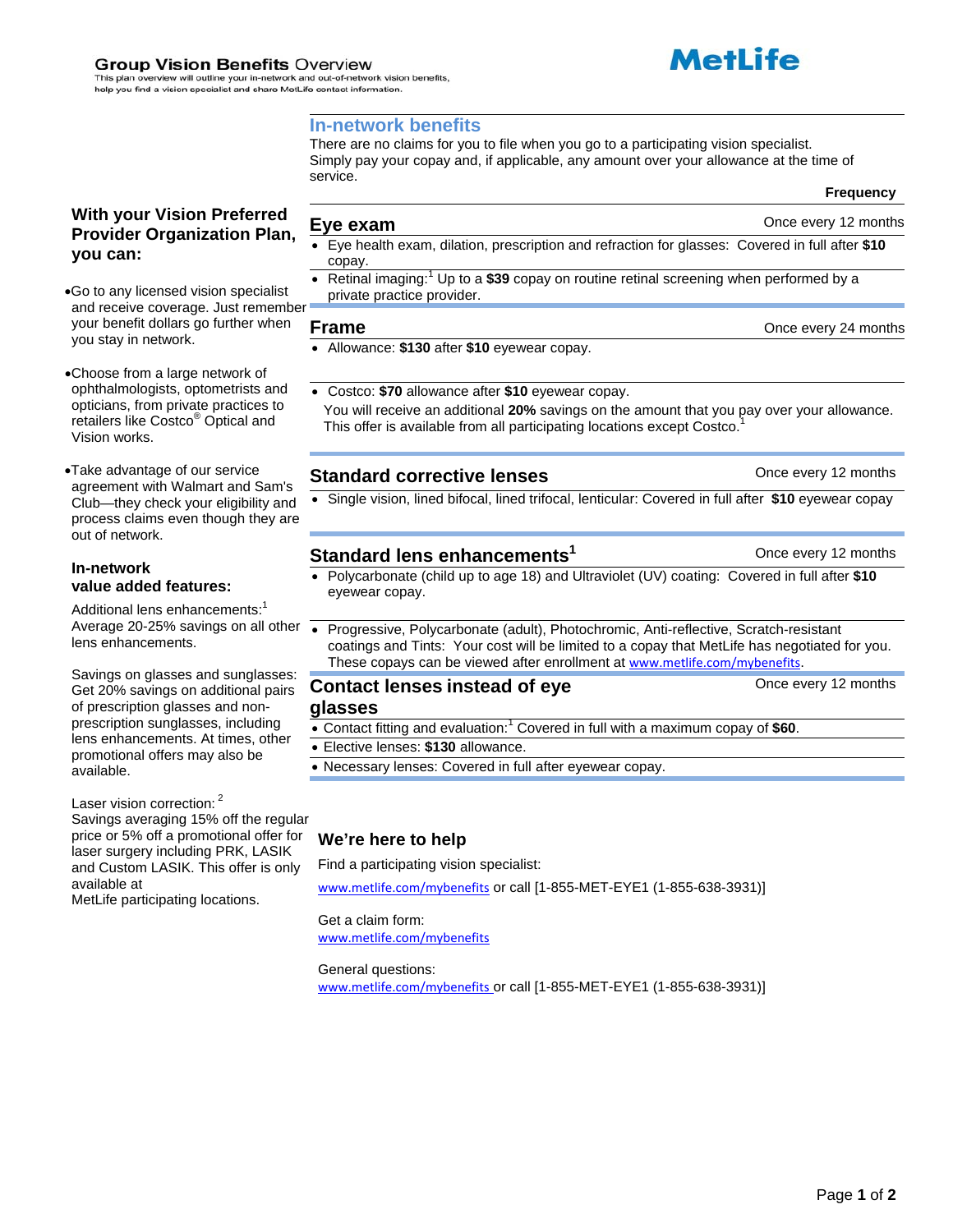# Group Vision Benefits Overview

This plan overview will outline your in-network and out-of-network vision benefits, help you find a vision specialist and share MetLife contact information.

MetLife

## With your Vision Preferred Provider Organization Plan, you can:

- Go to any licensed vision specialist and receive coverage. Just remember your benefit dollars go further when you stay in network.
- Choose from a large network of ophthalmologists, optometrists and opticians, from private practices to retailers like Costco® Optical and Vision works.
- Take advantage of our service agreement with Walmart and Sam's Club—they check your eligibility and process claims even though they are out of network.

### In-network value added features:

Additional lens enhancements:[1] Average 20-25% savings on all other lens enhancements.

Savings on glasses and sunglasses: Get 20% savings on additional pairs of prescription glasses and non-prescription sunglasses, including lens enhancements. At times, other promotional offers may also be available.

Laser vision correction:[2] Savings averaging 15% off the regular price or 5% off a promotional offer for laser surgery including PRK, LASIK and Custom LASIK. This offer is only available at MetLife participating locations.

## In-network benefits

There are no claims for you to file when you go to a participating vision specialist. Simply pay your copay and, if applicable, any amount over your allowance at the time of service.

**Frequency**

### Eye exam

Once every 12 months

- Eye health exam, dilation, prescription and refraction for glasses: Covered in full after **$10** copay.
- Retinal imaging:[1] Up to a **$39** copay on routine retinal screening when performed by a private practice provider.

### Frame

Once every 24 months

- Allowance: **$130** after **$10** eyewear copay.
- Costco: **$70** allowance after **$10** eyewear copay.

You will receive an additional **20%** savings on the amount that you pay over your allowance. This offer is available from all participating locations except Costco.[1]

### Standard corrective lenses

Once every 12 months

- Single vision, lined bifocal, lined trifocal, lenticular: Covered in full after **$10** eyewear copay

### Standard lens enhancements[1]

Once every 12 months

- Polycarbonate (child up to age 18) and Ultraviolet (UV) coating: Covered in full after **$10** eyewear copay.
- Progressive, Polycarbonate (adult), Photochromic, Anti-reflective, Scratch-resistant coatings and Tints: Your cost will be limited to a copay that MetLife has negotiated for you. These copays can be viewed after enrollment at www.metlife.com/mybenefits.

### Contact lenses instead of eye glasses

Once every 12 months

- Contact fitting and evaluation:[1] Covered in full with a maximum copay of **$60**.
- Elective lenses: **$130** allowance.
- Necessary lenses: Covered in full after eyewear copay.

## We're here to help

Find a participating vision specialist:

www.metlife.com/mybenefits or call [1-855-MET-EYE1 (1-855-638-3931)]

Get a claim form:

www.metlife.com/mybenefits

General questions:

www.metlife.com/mybenefits or call [1-855-MET-EYE1 (1-855-638-3931)]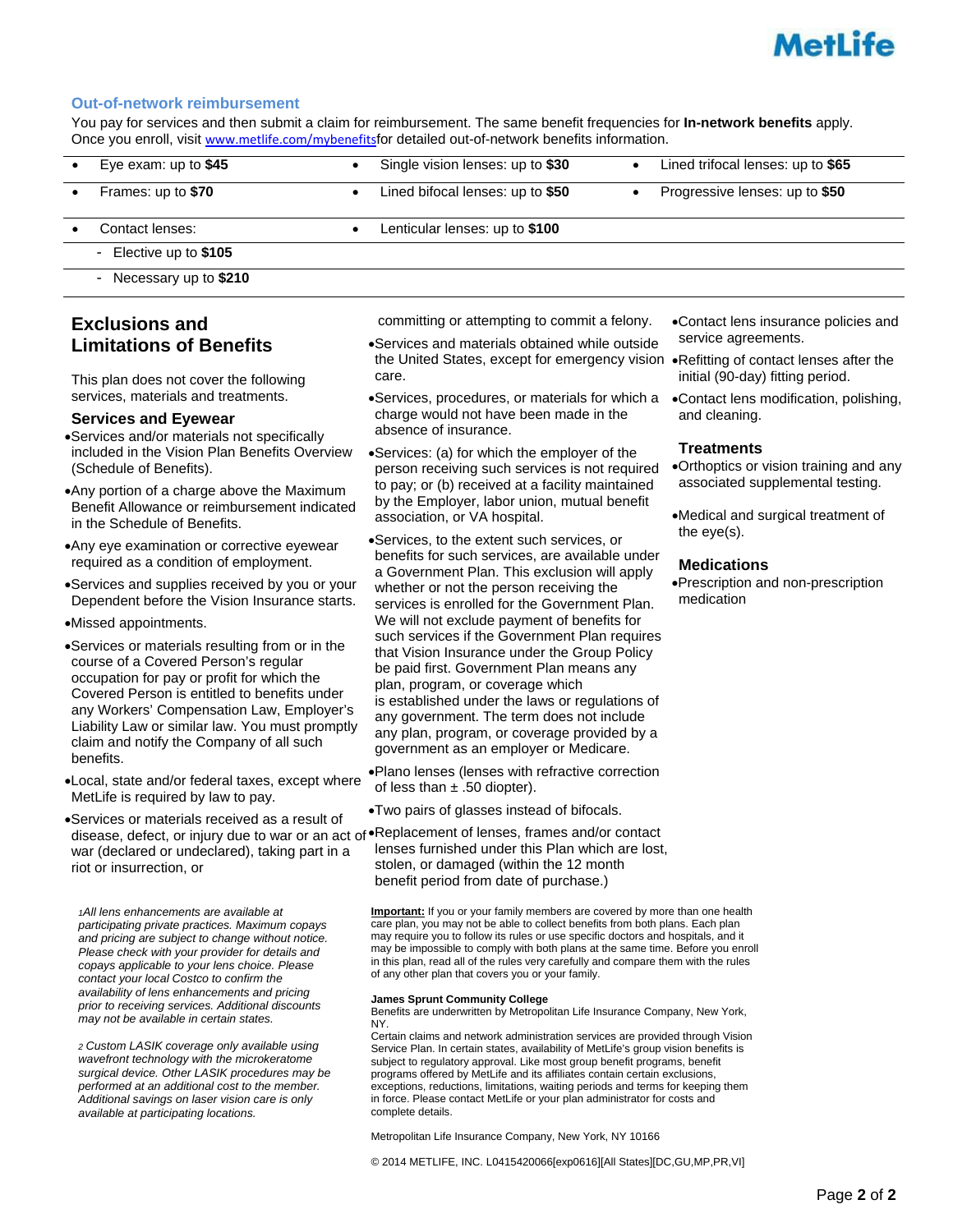## Out-of-network reimbursement

You pay for services and then submit a claim for reimbursement. The same benefit frequencies for **In-network benefits** apply. Once you enroll, visit www.metlife.com/mybenefitsfor detailed out-of-network benefits information.

- Eye exam: up to **$45**
- Single vision lenses: up to **$30**
- Lined trifocal lenses: up to **$65**
- Frames: up to **$70**
- Lined bifocal lenses: up to **$50**
- Progressive lenses: up to **$50**
- Contact lenses:
  - Elective up to **$105**
  - Necessary up to **$210**
- Lenticular lenses: up to **$100**

## Exclusions and Limitations of Benefits

This plan does not cover the following services, materials and treatments.

### Services and Eyewear

- Services and/or materials not specifically included in the Vision Plan Benefits Overview (Schedule of Benefits).
- Any portion of a charge above the Maximum Benefit Allowance or reimbursement indicated in the Schedule of Benefits.
- Any eye examination or corrective eyewear required as a condition of employment.
- Services and supplies received by you or your Dependent before the Vision Insurance starts.
- Missed appointments.
- Services or materials resulting from or in the course of a Covered Person's regular occupation for pay or profit for which the Covered Person is entitled to benefits under any Workers' Compensation Law, Employer's Liability Law or similar law. You must promptly claim and notify the Company of all such benefits.
- Local, state and/or federal taxes, except where MetLife is required by law to pay.
- Services or materials received as a result of disease, defect, or injury due to war or an act of war (declared or undeclared), taking part in a riot or insurrection, or committing or attempting to commit a felony.
- Services and materials obtained while outside the United States, except for emergency vision care.
- Services, procedures, or materials for which a charge would not have been made in the absence of insurance.
- Services: (a) for which the employer of the person receiving such services is not required to pay; or (b) received at a facility maintained by the Employer, labor union, mutual benefit association, or VA hospital.
- Services, to the extent such services, or benefits for such services, are available under a Government Plan. This exclusion will apply whether or not the person receiving the services is enrolled for the Government Plan. We will not exclude payment of benefits for such services if the Government Plan requires that Vision Insurance under the Group Policy be paid first. Government Plan means any plan, program, or coverage which is established under the laws or regulations of any government. The term does not include any plan, program, or coverage provided by a government as an employer or Medicare.
- Plano lenses (lenses with refractive correction of less than ± .50 diopter).
- Two pairs of glasses instead of bifocals.
- Replacement of lenses, frames and/or contact lenses furnished under this Plan which are lost, stolen, or damaged (within the 12 month benefit period from date of purchase.)
- Contact lens insurance policies and service agreements.
- Refitting of contact lenses after the initial (90-day) fitting period.
- Contact lens modification, polishing, and cleaning.

### Treatments

- Orthoptics or vision training and any associated supplemental testing.
- Medical and surgical treatment of the eye(s).

### Medications

- Prescription and non-prescription medication

*[1] All lens enhancements are available at participating private practices. Maximum copays and pricing are subject to change without notice. Please check with your provider for details and copays applicable to your lens choice. Please contact your local Costco to confirm the availability of lens enhancements and pricing prior to receiving services. Additional discounts may not be available in certain states.*

*[2] Custom LASIK coverage only available using wavefront technology with the microkeratome surgical device. Other LASIK procedures may be performed at an additional cost to the member. Additional savings on laser vision care is only available at participating locations.*

**Important:** If you or your family members are covered by more than one health care plan, you may not be able to collect benefits from both plans. Each plan may require you to follow its rules or use specific doctors and hospitals, and it may be impossible to comply with both plans at the same time. Before you enroll in this plan, read all of the rules very carefully and compare them with the rules of any other plan that covers you or your family.

**James Sprunt Community College**
Benefits are underwritten by Metropolitan Life Insurance Company, New York, NY.
Certain claims and network administration services are provided through Vision Service Plan. In certain states, availability of MetLife's group vision benefits is subject to regulatory approval. Like most group benefit programs, benefit programs offered by MetLife and its affiliates contain certain exclusions, exceptions, reductions, limitations, waiting periods and terms for keeping them in force. Please contact MetLife or your plan administrator for costs and complete details.

Metropolitan Life Insurance Company, New York, NY 10166

© 2014 METLIFE, INC. L0415420066[exp0616][All States][DC,GU,MP,PR,VI]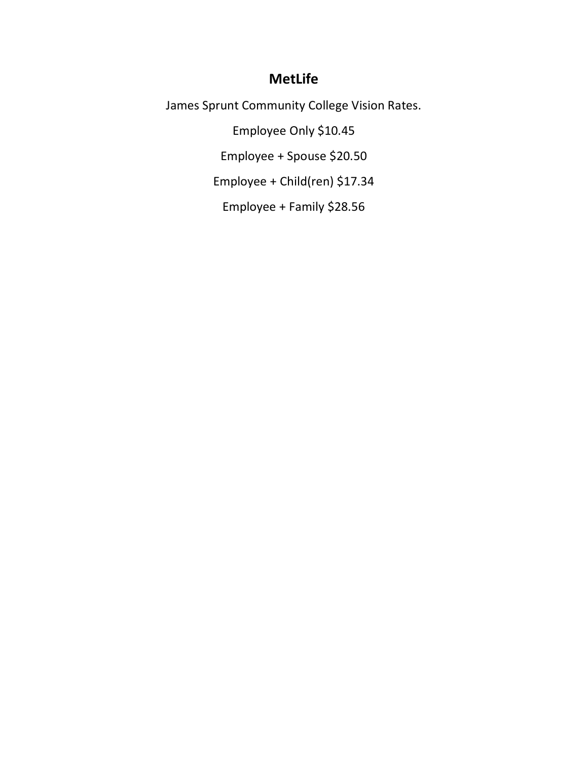# MetLife

James Sprunt Community College Vision Rates.

Employee Only $10.45

Employee + Spouse $20.50

Employee + Child(ren) $17.34

Employee + Family $28.56